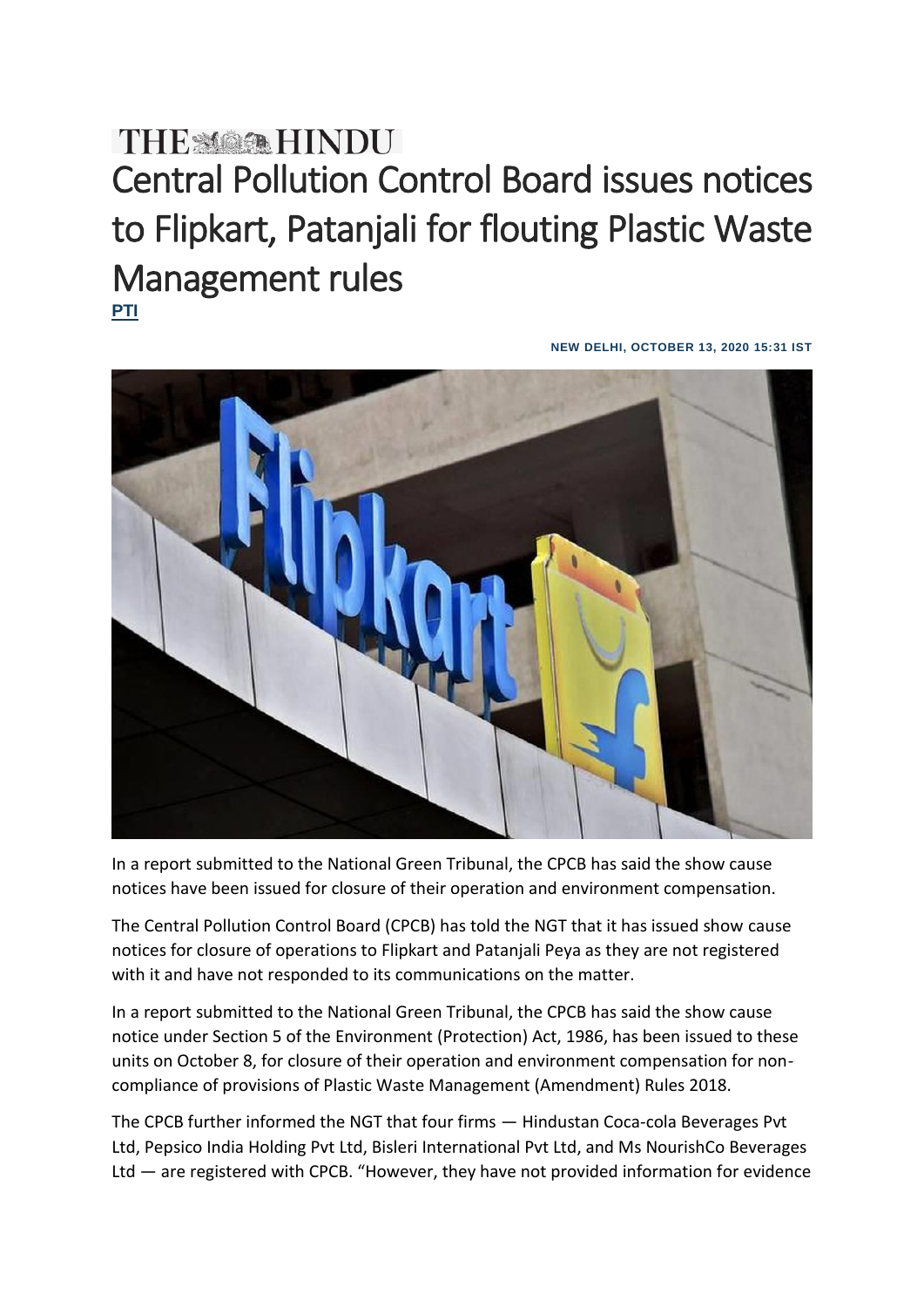THE HINDU

# Central Pollution Control Board issues notices to Flipkart, Patanjali for flouting Plastic Waste Management rules

PTI

NEW DELHI, OCTOBER 13, 2020 15:31 IST

In a report submitted to the National Green Tribunal, the CPCB has said the show cause notices have been issued for closure of their operation and environment compensation.

The Central Pollution Control Board (CPCB) has told the NGT that it has issued show cause notices for closure of operations to Flipkart and Patanjali Peya as they are not registered with it and have not responded to its communications on the matter.

In a report submitted to the National Green Tribunal, the CPCB has said the show cause notice under Section 5 of the Environment (Protection) Act, 1986, has been issued to these units on October 8, for closure of their operation and environment compensation for non-compliance of provisions of Plastic Waste Management (Amendment) Rules 2018.

The CPCB further informed the NGT that four firms — Hindustan Coca-cola Beverages Pvt Ltd, Pepsico India Holding Pvt Ltd, Bisleri International Pvt Ltd, and Ms NourishCo Beverages Ltd — are registered with CPCB. "However, they have not provided information for evidence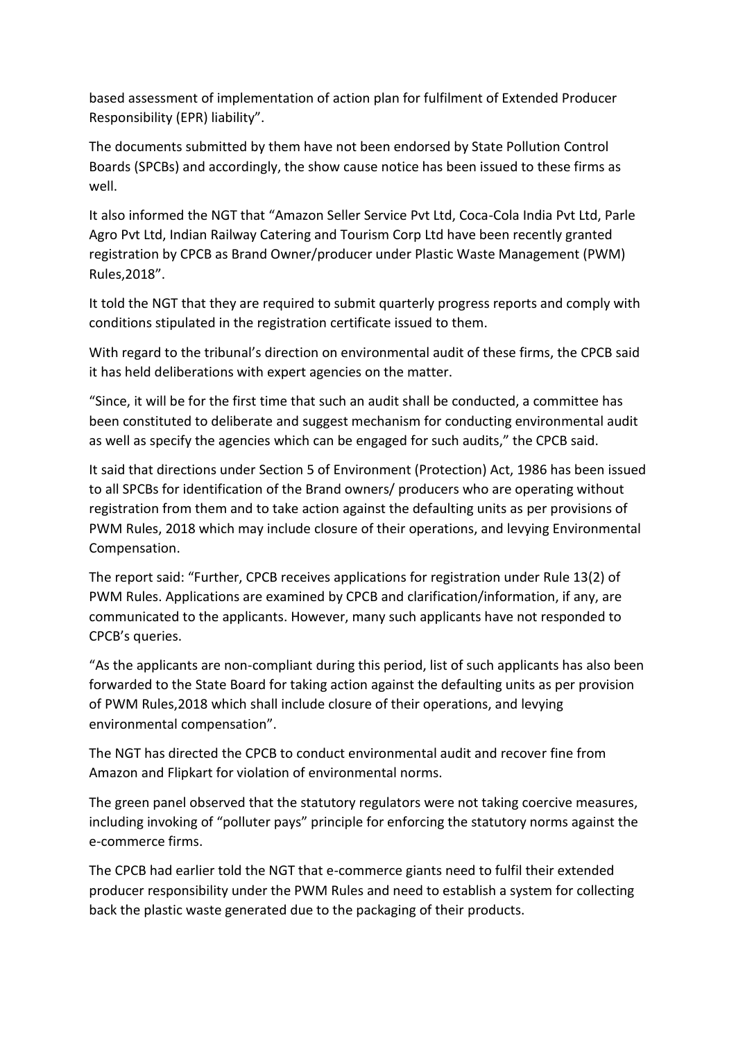based assessment of implementation of action plan for fulfilment of Extended Producer Responsibility (EPR) liability".

The documents submitted by them have not been endorsed by State Pollution Control Boards (SPCBs) and accordingly, the show cause notice has been issued to these firms as well.

It also informed the NGT that "Amazon Seller Service Pvt Ltd, Coca-Cola India Pvt Ltd, Parle Agro Pvt Ltd, Indian Railway Catering and Tourism Corp Ltd have been recently granted registration by CPCB as Brand Owner/producer under Plastic Waste Management (PWM) Rules,2018".

It told the NGT that they are required to submit quarterly progress reports and comply with conditions stipulated in the registration certificate issued to them.

With regard to the tribunal's direction on environmental audit of these firms, the CPCB said it has held deliberations with expert agencies on the matter.

"Since, it will be for the first time that such an audit shall be conducted, a committee has been constituted to deliberate and suggest mechanism for conducting environmental audit as well as specify the agencies which can be engaged for such audits," the CPCB said.

It said that directions under Section 5 of Environment (Protection) Act, 1986 has been issued to all SPCBs for identification of the Brand owners/ producers who are operating without registration from them and to take action against the defaulting units as per provisions of PWM Rules, 2018 which may include closure of their operations, and levying Environmental Compensation.

The report said: "Further, CPCB receives applications for registration under Rule 13(2) of PWM Rules. Applications are examined by CPCB and clarification/information, if any, are communicated to the applicants. However, many such applicants have not responded to CPCB's queries.

"As the applicants are non-compliant during this period, list of such applicants has also been forwarded to the State Board for taking action against the defaulting units as per provision of PWM Rules,2018 which shall include closure of their operations, and levying environmental compensation".

The NGT has directed the CPCB to conduct environmental audit and recover fine from Amazon and Flipkart for violation of environmental norms.

The green panel observed that the statutory regulators were not taking coercive measures, including invoking of "polluter pays" principle for enforcing the statutory norms against the e-commerce firms.

The CPCB had earlier told the NGT that e-commerce giants need to fulfil their extended producer responsibility under the PWM Rules and need to establish a system for collecting back the plastic waste generated due to the packaging of their products.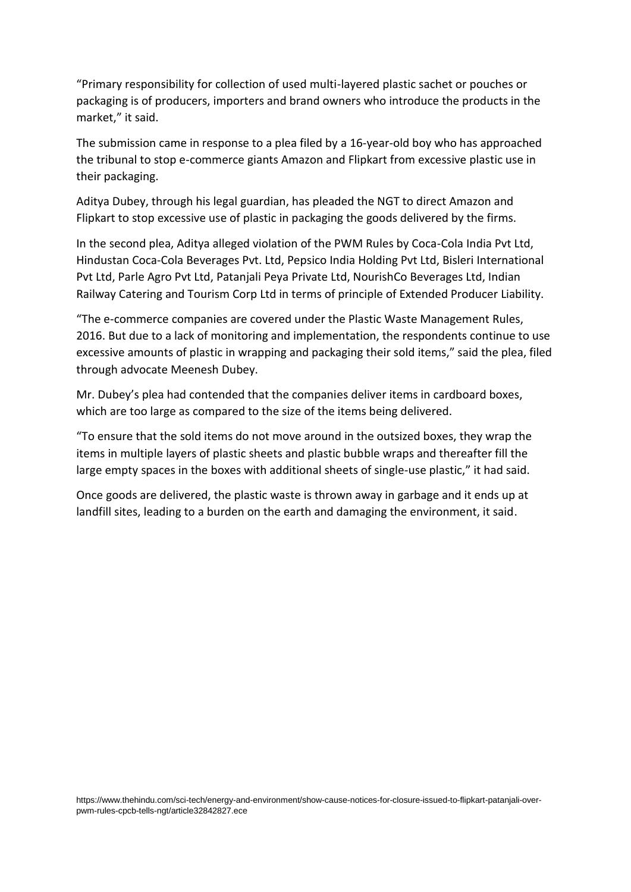"Primary responsibility for collection of used multi-layered plastic sachet or pouches or packaging is of producers, importers and brand owners who introduce the products in the market," it said.

The submission came in response to a plea filed by a 16-year-old boy who has approached the tribunal to stop e-commerce giants Amazon and Flipkart from excessive plastic use in their packaging.

Aditya Dubey, through his legal guardian, has pleaded the NGT to direct Amazon and Flipkart to stop excessive use of plastic in packaging the goods delivered by the firms.

In the second plea, Aditya alleged violation of the PWM Rules by Coca-Cola India Pvt Ltd, Hindustan Coca-Cola Beverages Pvt. Ltd, Pepsico India Holding Pvt Ltd, Bisleri International Pvt Ltd, Parle Agro Pvt Ltd, Patanjali Peya Private Ltd, NourishCo Beverages Ltd, Indian Railway Catering and Tourism Corp Ltd in terms of principle of Extended Producer Liability.

"The e-commerce companies are covered under the Plastic Waste Management Rules, 2016. But due to a lack of monitoring and implementation, the respondents continue to use excessive amounts of plastic in wrapping and packaging their sold items," said the plea, filed through advocate Meenesh Dubey.

Mr. Dubey's plea had contended that the companies deliver items in cardboard boxes, which are too large as compared to the size of the items being delivered.

"To ensure that the sold items do not move around in the outsized boxes, they wrap the items in multiple layers of plastic sheets and plastic bubble wraps and thereafter fill the large empty spaces in the boxes with additional sheets of single-use plastic," it had said.

Once goods are delivered, the plastic waste is thrown away in garbage and it ends up at landfill sites, leading to a burden on the earth and damaging the environment, it said.

https://www.thehindu.com/sci-tech/energy-and-environment/show-cause-notices-for-closure-issued-to-flipkart-patanjali-over-pwm-rules-cpcb-tells-ngt/article32842827.ece